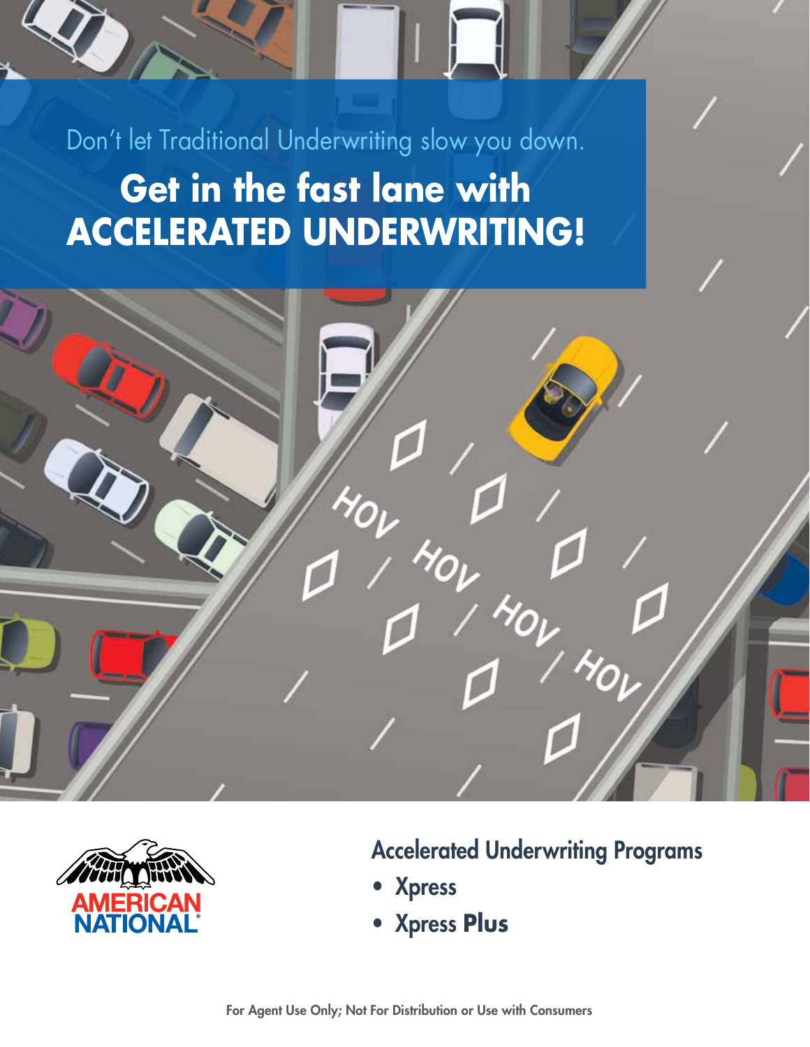Don't let Traditional Underwriting slow you down.

# Get in the fast lane with ACCELERATED UNDERWRITING!

AMERICAN NATIONAL

## Accelerated Underwriting Programs

- Xpress
- Xpress **Plus**

For Agent Use Only; Not For Distribution or Use with Consumers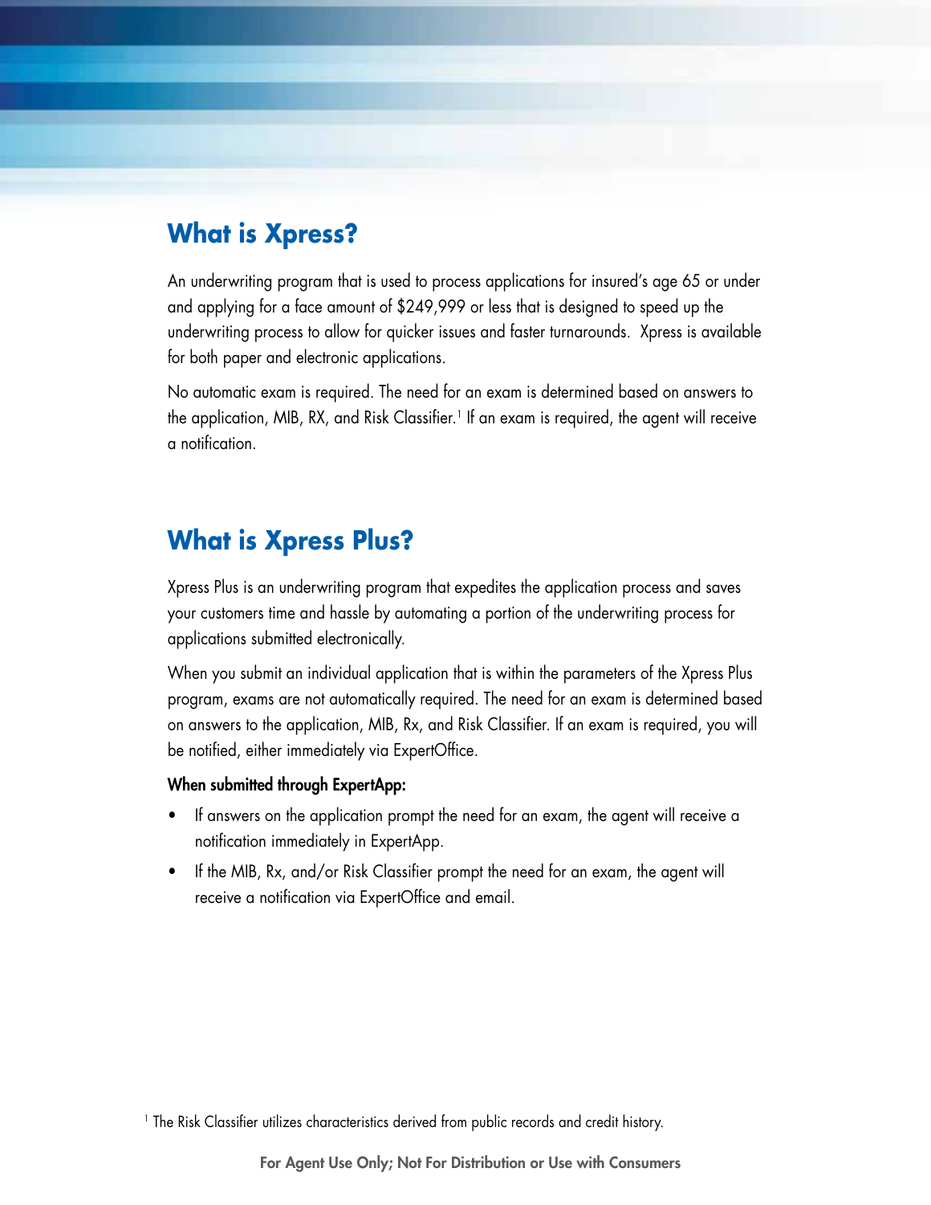## What is Xpress?

An underwriting program that is used to process applications for insured's age 65 or under and applying for a face amount of $249,999 or less that is designed to speed up the underwriting process to allow for quicker issues and faster turnarounds.  Xpress is available for both paper and electronic applications.

No automatic exam is required. The need for an exam is determined based on answers to the application, MIB, RX, and Risk Classifier.[1] If an exam is required, the agent will receive a notification.

## What is Xpress Plus?

Xpress Plus is an underwriting program that expedites the application process and saves your customers time and hassle by automating a portion of the underwriting process for applications submitted electronically.

When you submit an individual application that is within the parameters of the Xpress Plus program, exams are not automatically required. The need for an exam is determined based on answers to the application, MIB, Rx, and Risk Classifier. If an exam is required, you will be notified, either immediately via ExpertOffice.

**When submitted through ExpertApp:**

- If answers on the application prompt the need for an exam, the agent will receive a notification immediately in ExpertApp.
- If the MIB, Rx, and/or Risk Classifier prompt the need for an exam, the agent will receive a notification via ExpertOffice and email.

[1] The Risk Classifier utilizes characteristics derived from public records and credit history.

**For Agent Use Only; Not For Distribution or Use with Consumers**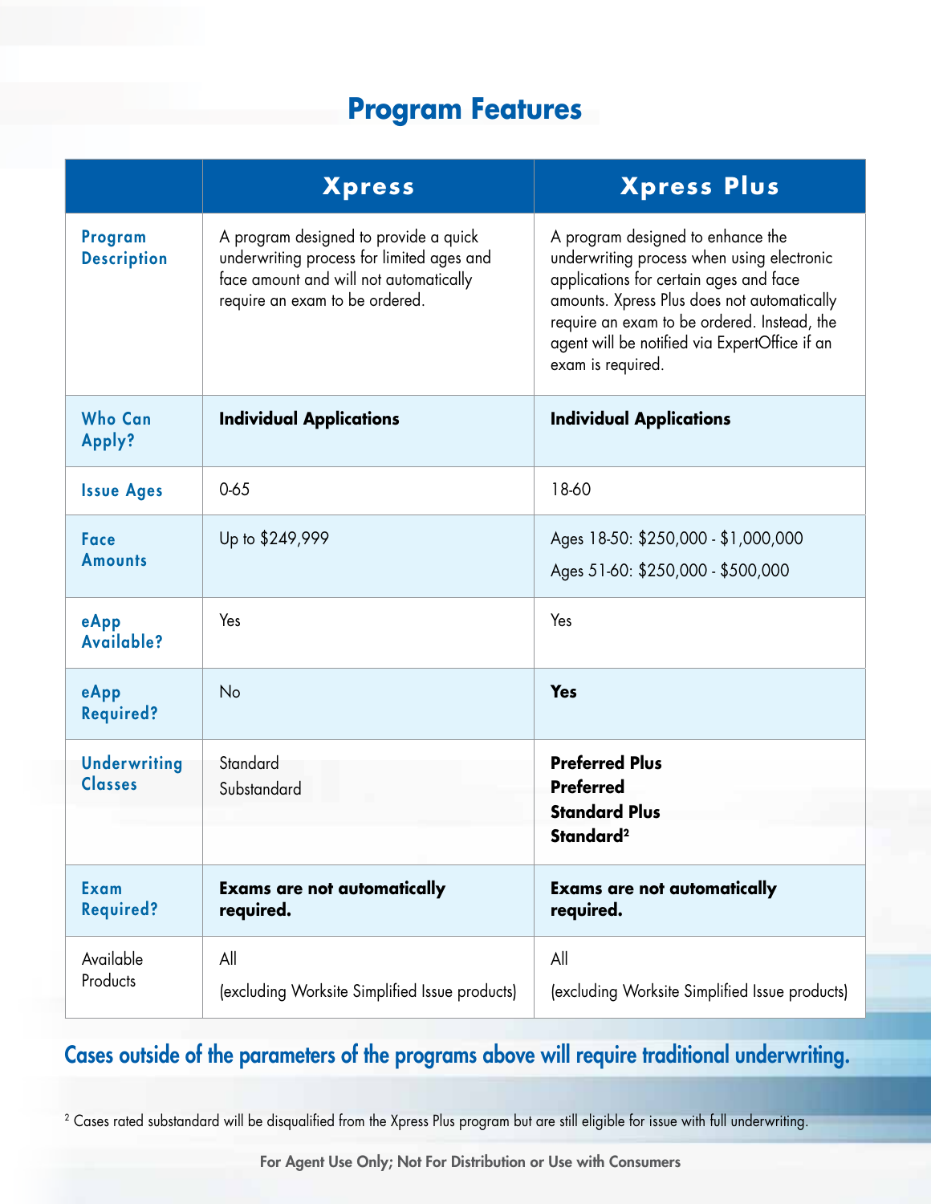# Program Features

| | Xpress | Xpress Plus |
|---|---|---|
| **Program Description** | A program designed to provide a quick underwriting process for limited ages and face amount and will not automatically require an exam to be ordered. | A program designed to enhance the underwriting process when using electronic applications for certain ages and face amounts. Xpress Plus does not automatically require an exam to be ordered. Instead, the agent will be notified via ExpertOffice if an exam is required. |
| **Who Can Apply?** | **Individual Applications** | **Individual Applications** |
| **Issue Ages** | 0-65 | 18-60 |
| **Face Amounts** | Up to $249,999 | Ages 18-50: $250,000 - $1,000,000<br>Ages 51-60: $250,000 - $500,000 |
| **eApp Available?** | Yes | Yes |
| **eApp Required?** | No | **Yes** |
| **Underwriting Classes** | Standard<br>Substandard | **Preferred Plus**<br>**Preferred**<br>**Standard Plus**<br>**Standard**[2] |
| **Exam Required?** | **Exams are not automatically required.** | **Exams are not automatically required.** |
| Available Products | All<br>(excluding Worksite Simplified Issue products) | All<br>(excluding Worksite Simplified Issue products) |

## Cases outside of the parameters of the programs above will require traditional underwriting.

[2] Cases rated substandard will be disqualified from the Xpress Plus program but are still eligible for issue with full underwriting.

For Agent Use Only; Not For Distribution or Use with Consumers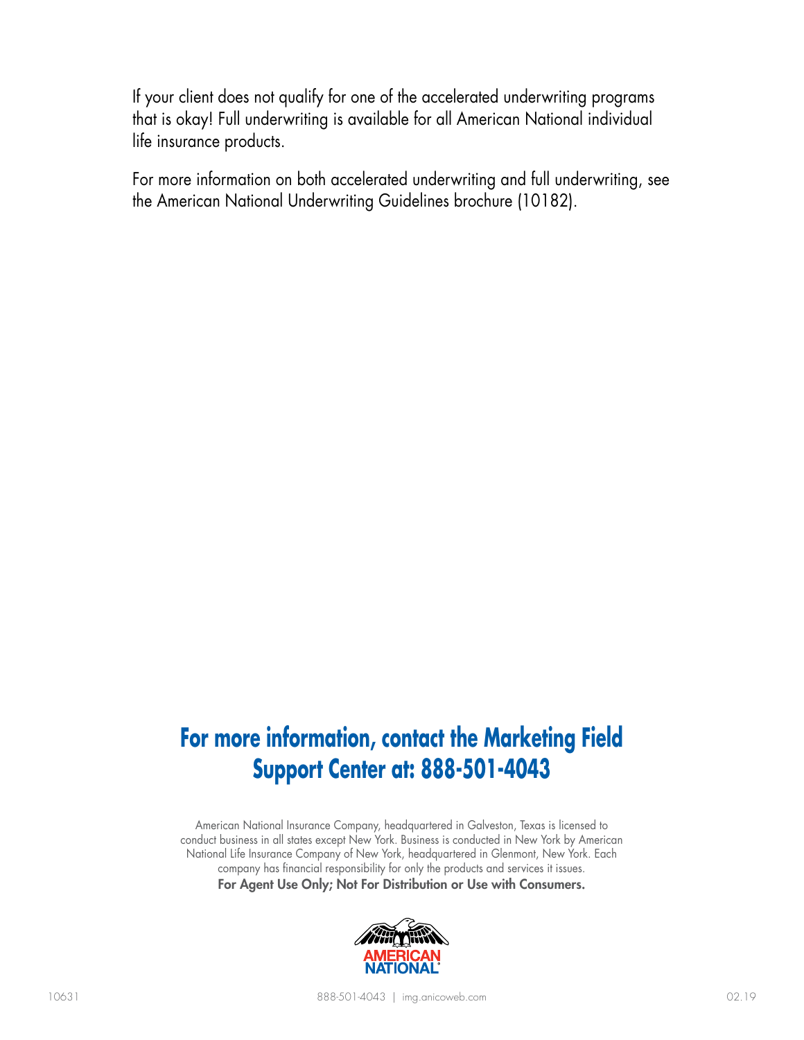If your client does not qualify for one of the accelerated underwriting programs that is okay! Full underwriting is available for all American National individual life insurance products.

For more information on both accelerated underwriting and full underwriting, see the American National Underwriting Guidelines brochure (10182).

## For more information, contact the Marketing Field Support Center at: 888-501-4043

American National Insurance Company, headquartered in Galveston, Texas is licensed to conduct business in all states except New York. Business is conducted in New York by American National Life Insurance Company of New York, headquartered in Glenmont, New York. Each company has financial responsibility for only the products and services it issues.

**For Agent Use Only; Not For Distribution or Use with Consumers.**

AMERICAN NATIONAL

10631 888-501-4043 | img.anicoweb.com 02.19